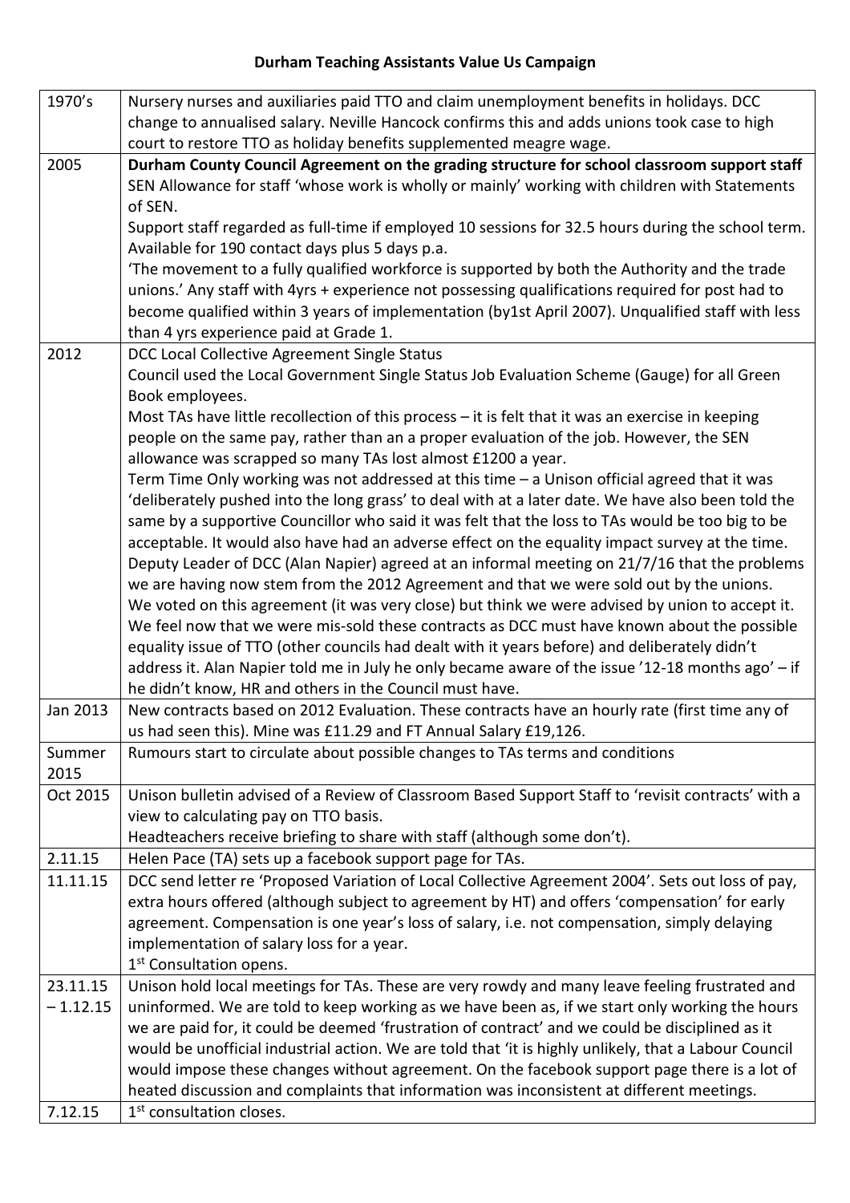# Durham Teaching Assistants Value Us Campaign

| | |
|---|---|
| 1970's | Nursery nurses and auxiliaries paid TTO and claim unemployment benefits in holidays. DCC change to annualised salary. Neville Hancock confirms this and adds unions took case to high court to restore TTO as holiday benefits supplemented meagre wage. |
| 2005 | **Durham County Council Agreement on the grading structure for school classroom support staff** SEN Allowance for staff 'whose work is wholly or mainly' working with children with Statements of SEN. Support staff regarded as full-time if employed 10 sessions for 32.5 hours during the school term. Available for 190 contact days plus 5 days p.a. 'The movement to a fully qualified workforce is supported by both the Authority and the trade unions.' Any staff with 4yrs + experience not possessing qualifications required for post had to become qualified within 3 years of implementation (by1st April 2007). Unqualified staff with less than 4 yrs experience paid at Grade 1. |
| 2012 | DCC Local Collective Agreement Single Status<br>Council used the Local Government Single Status Job Evaluation Scheme (Gauge) for all Green Book employees.<br>Most TAs have little recollection of this process – it is felt that it was an exercise in keeping people on the same pay, rather than an a proper evaluation of the job. However, the SEN allowance was scrapped so many TAs lost almost £1200 a year.<br>Term Time Only working was not addressed at this time – a Unison official agreed that it was 'deliberately pushed into the long grass' to deal with at a later date. We have also been told the same by a supportive Councillor who said it was felt that the loss to TAs would be too big to be acceptable. It would also have had an adverse effect on the equality impact survey at the time.<br>Deputy Leader of DCC (Alan Napier) agreed at an informal meeting on 21/7/16 that the problems we are having now stem from the 2012 Agreement and that we were sold out by the unions.<br>We voted on this agreement (it was very close) but think we were advised by union to accept it.<br>We feel now that we were mis-sold these contracts as DCC must have known about the possible equality issue of TTO (other councils had dealt with it years before) and deliberately didn't address it. Alan Napier told me in July he only became aware of the issue '12-18 months ago' – if he didn't know, HR and others in the Council must have. |
| Jan 2013 | New contracts based on 2012 Evaluation. These contracts have an hourly rate (first time any of us had seen this). Mine was £11.29 and FT Annual Salary £19,126. |
| Summer 2015 | Rumours start to circulate about possible changes to TAs terms and conditions |
| Oct 2015 | Unison bulletin advised of a Review of Classroom Based Support Staff to 'revisit contracts' with a view to calculating pay on TTO basis.<br>Headteachers receive briefing to share with staff (although some don't). |
| 2.11.15 | Helen Pace (TA) sets up a facebook support page for TAs. |
| 11.11.15 | DCC send letter re 'Proposed Variation of Local Collective Agreement 2004'. Sets out loss of pay, extra hours offered (although subject to agreement by HT) and offers 'compensation' for early agreement. Compensation is one year's loss of salary, i.e. not compensation, simply delaying implementation of salary loss for a year.<br>1st Consultation opens. |
| 23.11.15 – 1.12.15 | Unison hold local meetings for TAs. These are very rowdy and many leave feeling frustrated and uninformed. We are told to keep working as we have been as, if we start only working the hours we are paid for, it could be deemed 'frustration of contract' and we could be disciplined as it would be unofficial industrial action. We are told that 'it is highly unlikely, that a Labour Council would impose these changes without agreement. On the facebook support page there is a lot of heated discussion and complaints that information was inconsistent at different meetings. |
| 7.12.15 | 1st consultation closes. |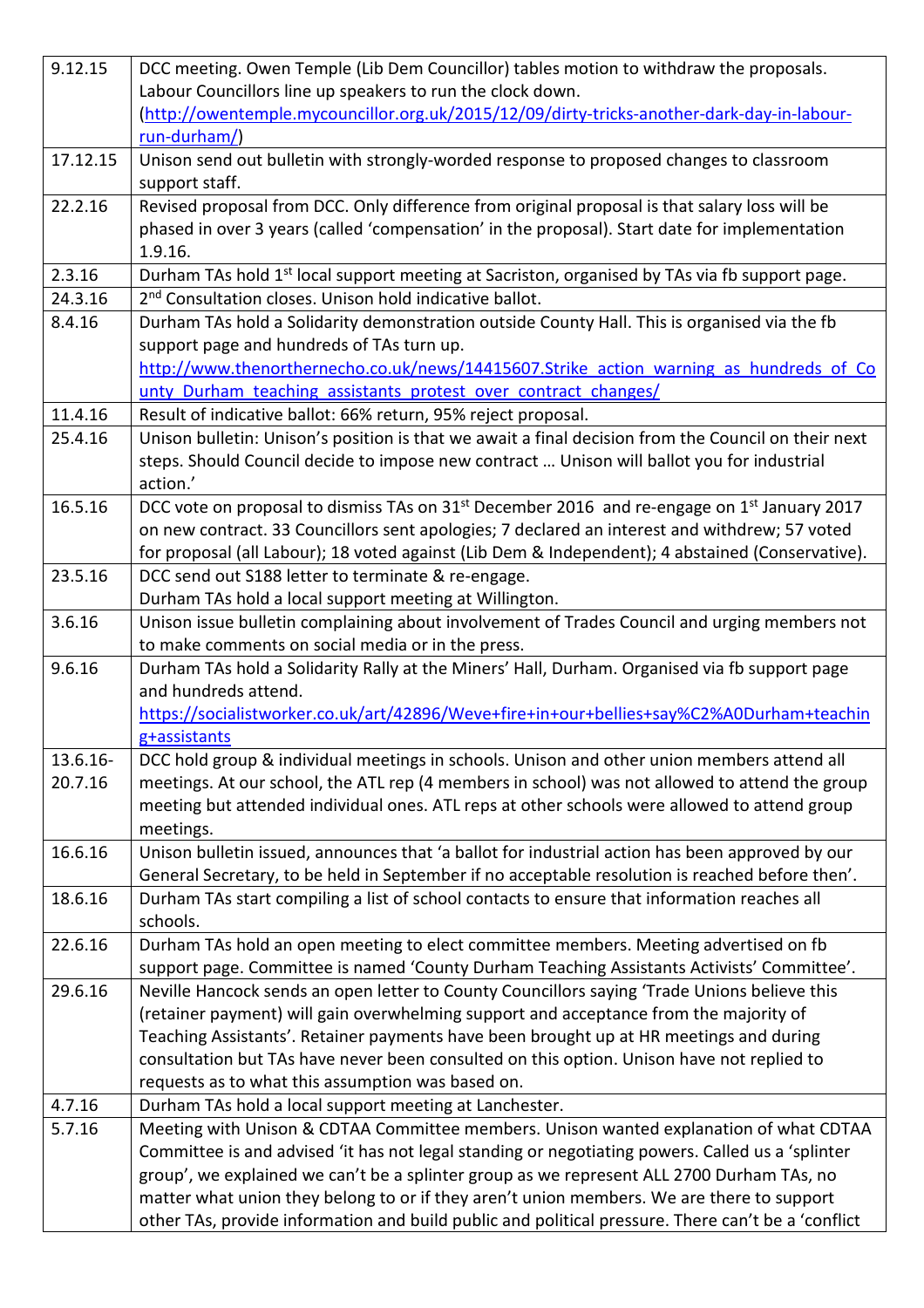| | |
|---|---|
| 9.12.15 | DCC meeting. Owen Temple (Lib Dem Councillor) tables motion to withdraw the proposals. Labour Councillors line up speakers to run the clock down. (http://owentemple.mycouncillor.org.uk/2015/12/09/dirty-tricks-another-dark-day-in-labour-run-durham/) |
| 17.12.15 | Unison send out bulletin with strongly-worded response to proposed changes to classroom support staff. |
| 22.2.16 | Revised proposal from DCC. Only difference from original proposal is that salary loss will be phased in over 3 years (called 'compensation' in the proposal). Start date for implementation 1.9.16. |
| 2.3.16 | Durham TAs hold 1st local support meeting at Sacriston, organised by TAs via fb support page. |
| 24.3.16 | 2nd Consultation closes. Unison hold indicative ballot. |
| 8.4.16 | Durham TAs hold a Solidarity demonstration outside County Hall. This is organised via the fb support page and hundreds of TAs turn up. http://www.thenorthernecho.co.uk/news/14415607.Strike_action_warning_as_hundreds_of_County_Durham_teaching_assistants_protest_over_contract_changes/ |
| 11.4.16 | Result of indicative ballot: 66% return, 95% reject proposal. |
| 25.4.16 | Unison bulletin: Unison's position is that we await a final decision from the Council on their next steps. Should Council decide to impose new contract … Unison will ballot you for industrial action.' |
| 16.5.16 | DCC vote on proposal to dismiss TAs on 31st December 2016 and re-engage on 1st January 2017 on new contract. 33 Councillors sent apologies; 7 declared an interest and withdrew; 57 voted for proposal (all Labour); 18 voted against (Lib Dem & Independent); 4 abstained (Conservative). |
| 23.5.16 | DCC send out S188 letter to terminate & re-engage. Durham TAs hold a local support meeting at Willington. |
| 3.6.16 | Unison issue bulletin complaining about involvement of Trades Council and urging members not to make comments on social media or in the press. |
| 9.6.16 | Durham TAs hold a Solidarity Rally at the Miners' Hall, Durham. Organised via fb support page and hundreds attend. https://socialistworker.co.uk/art/42896/Weve+fire+in+our+bellies+say%C2%A0Durham+teaching+assistants |
| 13.6.16-20.7.16 | DCC hold group & individual meetings in schools. Unison and other union members attend all meetings. At our school, the ATL rep (4 members in school) was not allowed to attend the group meeting but attended individual ones. ATL reps at other schools were allowed to attend group meetings. |
| 16.6.16 | Unison bulletin issued, announces that 'a ballot for industrial action has been approved by our General Secretary, to be held in September if no acceptable resolution is reached before then'. |
| 18.6.16 | Durham TAs start compiling a list of school contacts to ensure that information reaches all schools. |
| 22.6.16 | Durham TAs hold an open meeting to elect committee members. Meeting advertised on fb support page. Committee is named 'County Durham Teaching Assistants Activists' Committee'. |
| 29.6.16 | Neville Hancock sends an open letter to County Councillors saying 'Trade Unions believe this (retainer payment) will gain overwhelming support and acceptance from the majority of Teaching Assistants'. Retainer payments have been brought up at HR meetings and during consultation but TAs have never been consulted on this option. Unison have not replied to requests as to what this assumption was based on. |
| 4.7.16 | Durham TAs hold a local support meeting at Lanchester. |
| 5.7.16 | Meeting with Unison & CDTAA Committee members. Unison wanted explanation of what CDTAA Committee is and advised 'it has not legal standing or negotiating powers. Called us a 'splinter group', we explained we can't be a splinter group as we represent ALL 2700 Durham TAs, no matter what union they belong to or if they aren't union members. We are there to support other TAs, provide information and build public and political pressure. There can't be a 'conflict |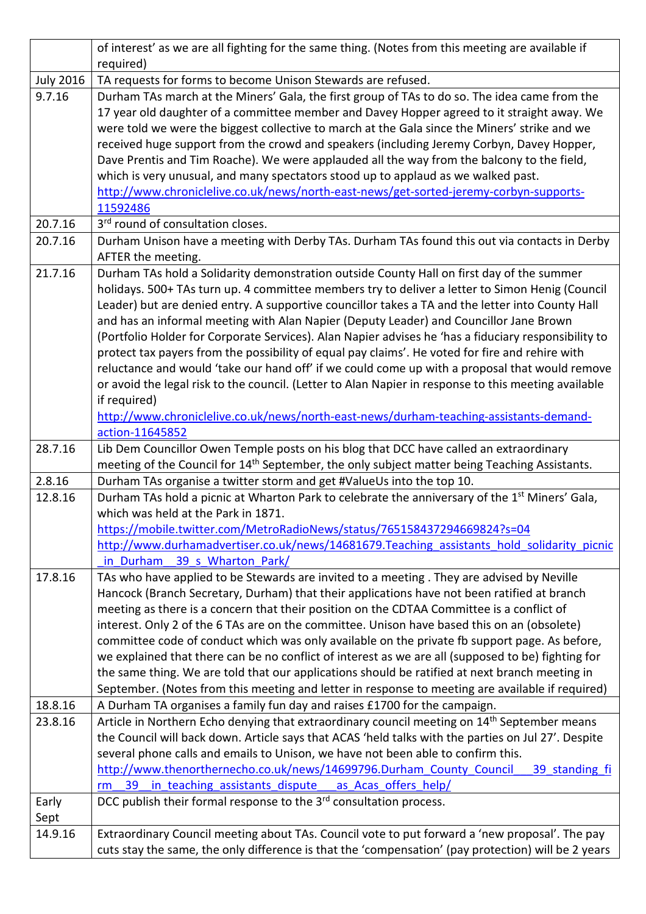| | |
|---|---|
| | of interest' as we are all fighting for the same thing. (Notes from this meeting are available if required) |
| July 2016 | TA requests for forms to become Unison Stewards are refused. |
| 9.7.16 | Durham TAs march at the Miners' Gala, the first group of TAs to do so. The idea came from the 17 year old daughter of a committee member and Davey Hopper agreed to it straight away. We were told we were the biggest collective to march at the Gala since the Miners' strike and we received huge support from the crowd and speakers (including Jeremy Corbyn, Davey Hopper, Dave Prentis and Tim Roache). We were applauded all the way from the balcony to the field, which is very unusual, and many spectators stood up to applaud as we walked past. http://www.chroniclelive.co.uk/news/north-east-news/get-sorted-jeremy-corbyn-supports-11592486 |
| 20.7.16 | 3rd round of consultation closes. |
| 20.7.16 | Durham Unison have a meeting with Derby TAs. Durham TAs found this out via contacts in Derby AFTER the meeting. |
| 21.7.16 | Durham TAs hold a Solidarity demonstration outside County Hall on first day of the summer holidays. 500+ TAs turn up. 4 committee members try to deliver a letter to Simon Henig (Council Leader) but are denied entry. A supportive councillor takes a TA and the letter into County Hall and has an informal meeting with Alan Napier (Deputy Leader) and Councillor Jane Brown (Portfolio Holder for Corporate Services). Alan Napier advises he 'has a fiduciary responsibility to protect tax payers from the possibility of equal pay claims'. He voted for fire and rehire with reluctance and would 'take our hand off' if we could come up with a proposal that would remove or avoid the legal risk to the council. (Letter to Alan Napier in response to this meeting available if required) http://www.chroniclelive.co.uk/news/north-east-news/durham-teaching-assistants-demand-action-11645852 |
| 28.7.16 | Lib Dem Councillor Owen Temple posts on his blog that DCC have called an extraordinary meeting of the Council for 14th September, the only subject matter being Teaching Assistants. |
| 2.8.16 | Durham TAs organise a twitter storm and get #ValueUs into the top 10. |
| 12.8.16 | Durham TAs hold a picnic at Wharton Park to celebrate the anniversary of the 1st Miners' Gala, which was held at the Park in 1871. https://mobile.twitter.com/MetroRadioNews/status/765158437294669824?s=04 http://www.durhamadvertiser.co.uk/news/14681679.Teaching_assistants_hold_solidarity_picnic_in_Durham__39_s_Wharton_Park/ |
| 17.8.16 | TAs who have applied to be Stewards are invited to a meeting . They are advised by Neville Hancock (Branch Secretary, Durham) that their applications have not been ratified at branch meeting as there is a concern that their position on the CDTAA Committee is a conflict of interest. Only 2 of the 6 TAs are on the committee. Unison have based this on an (obsolete) committee code of conduct which was only available on the private fb support page. As before, we explained that there can be no conflict of interest as we are all (supposed to be) fighting for the same thing. We are told that our applications should be ratified at next branch meeting in September. (Notes from this meeting and letter in response to meeting are available if required) |
| 18.8.16 | A Durham TA organises a family fun day and raises £1700 for the campaign. |
| 23.8.16 | Article in Northern Echo denying that extraordinary council meeting on 14th September means the Council will back down. Article says that ACAS 'held talks with the parties on Jul 27'. Despite several phone calls and emails to Unison, we have not been able to confirm this. http://www.thenorthernecho.co.uk/news/14699796.Durham_County_Council___39_standing_firm__39__in_teaching_assistants_dispute___as_Acas_offers_help/ |
| Early Sept | DCC publish their formal response to the 3rd consultation process. |
| 14.9.16 | Extraordinary Council meeting about TAs. Council vote to put forward a 'new proposal'. The pay cuts stay the same, the only difference is that the 'compensation' (pay protection) will be 2 years |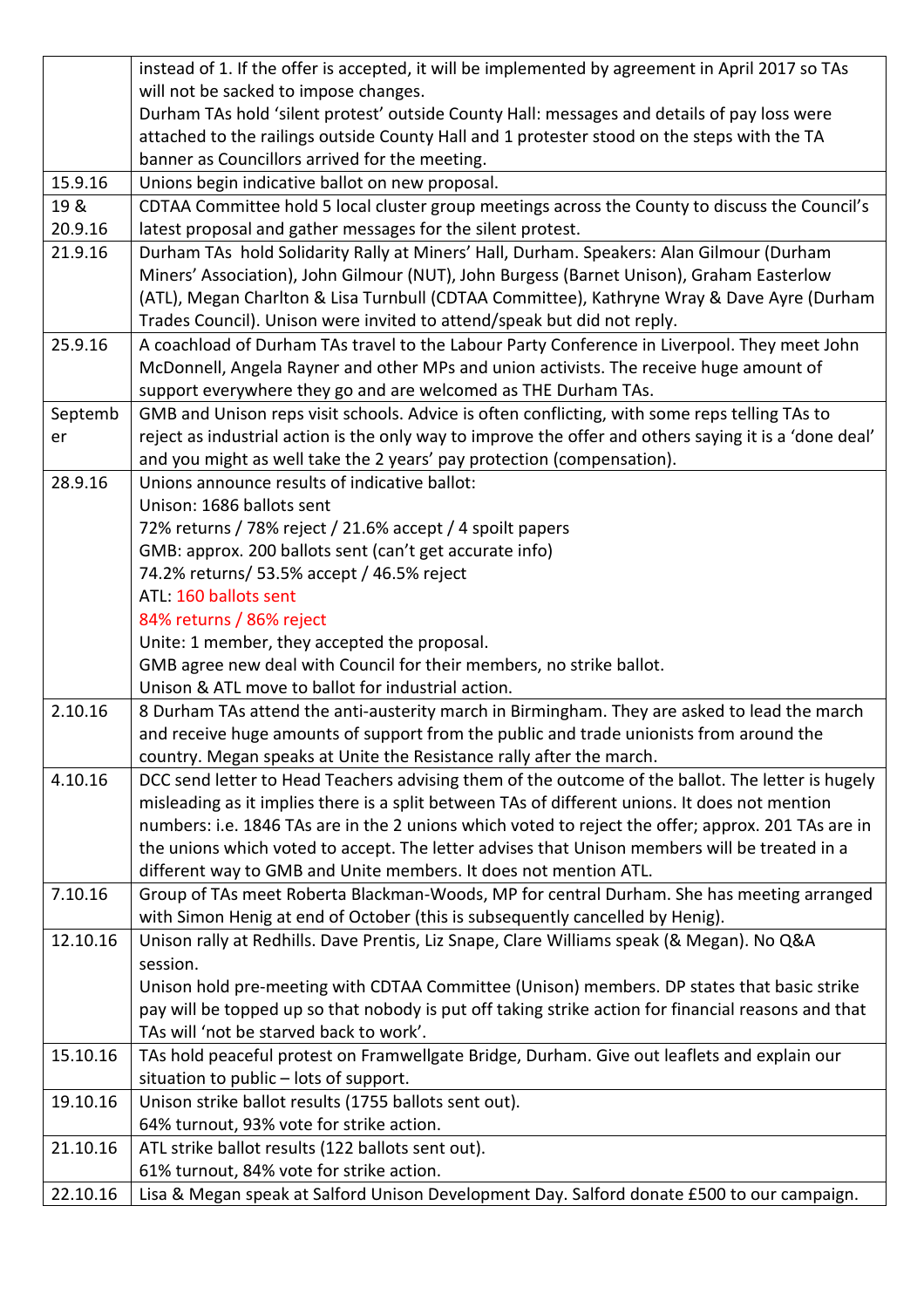| | |
|---|---|
| | instead of 1. If the offer is accepted, it will be implemented by agreement in April 2017 so TAs will not be sacked to impose changes.<br>Durham TAs hold 'silent protest' outside County Hall: messages and details of pay loss were attached to the railings outside County Hall and 1 protester stood on the steps with the TA banner as Councillors arrived for the meeting. |
| 15.9.16 | Unions begin indicative ballot on new proposal. |
| 19 & 20.9.16 | CDTAA Committee hold 5 local cluster group meetings across the County to discuss the Council's latest proposal and gather messages for the silent protest. |
| 21.9.16 | Durham TAs hold Solidarity Rally at Miners' Hall, Durham. Speakers: Alan Gilmour (Durham Miners' Association), John Gilmour (NUT), John Burgess (Barnet Unison), Graham Easterlow (ATL), Megan Charlton & Lisa Turnbull (CDTAA Committee), Kathryne Wray & Dave Ayre (Durham Trades Council). Unison were invited to attend/speak but did not reply. |
| 25.9.16 | A coachload of Durham TAs travel to the Labour Party Conference in Liverpool. They meet John McDonnell, Angela Rayner and other MPs and union activists. The receive huge amount of support everywhere they go and are welcomed as THE Durham TAs. |
| September | GMB and Unison reps visit schools. Advice is often conflicting, with some reps telling TAs to reject as industrial action is the only way to improve the offer and others saying it is a 'done deal' and you might as well take the 2 years' pay protection (compensation). |
| 28.9.16 | Unions announce results of indicative ballot:<br>Unison: 1686 ballots sent<br>72% returns / 78% reject / 21.6% accept / 4 spoilt papers<br>GMB: approx. 200 ballots sent (can't get accurate info)<br>74.2% returns/ 53.5% accept / 46.5% reject<br>ATL: 160 ballots sent<br>84% returns / 86% reject<br>Unite: 1 member, they accepted the proposal.<br>GMB agree new deal with Council for their members, no strike ballot.<br>Unison & ATL move to ballot for industrial action. |
| 2.10.16 | 8 Durham TAs attend the anti-austerity march in Birmingham. They are asked to lead the march and receive huge amounts of support from the public and trade unionists from around the country. Megan speaks at Unite the Resistance rally after the march. |
| 4.10.16 | DCC send letter to Head Teachers advising them of the outcome of the ballot. The letter is hugely misleading as it implies there is a split between TAs of different unions. It does not mention numbers: i.e. 1846 TAs are in the 2 unions which voted to reject the offer; approx. 201 TAs are in the unions which voted to accept. The letter advises that Unison members will be treated in a different way to GMB and Unite members. It does not mention ATL. |
| 7.10.16 | Group of TAs meet Roberta Blackman-Woods, MP for central Durham. She has meeting arranged with Simon Henig at end of October (this is subsequently cancelled by Henig). |
| 12.10.16 | Unison rally at Redhills. Dave Prentis, Liz Snape, Clare Williams speak (& Megan). No Q&A session.<br>Unison hold pre-meeting with CDTAA Committee (Unison) members. DP states that basic strike pay will be topped up so that nobody is put off taking strike action for financial reasons and that TAs will 'not be starved back to work'. |
| 15.10.16 | TAs hold peaceful protest on Framwellgate Bridge, Durham. Give out leaflets and explain our situation to public – lots of support. |
| 19.10.16 | Unison strike ballot results (1755 ballots sent out).<br>64% turnout, 93% vote for strike action. |
| 21.10.16 | ATL strike ballot results (122 ballots sent out).<br>61% turnout, 84% vote for strike action. |
| 22.10.16 | Lisa & Megan speak at Salford Unison Development Day. Salford donate £500 to our campaign. |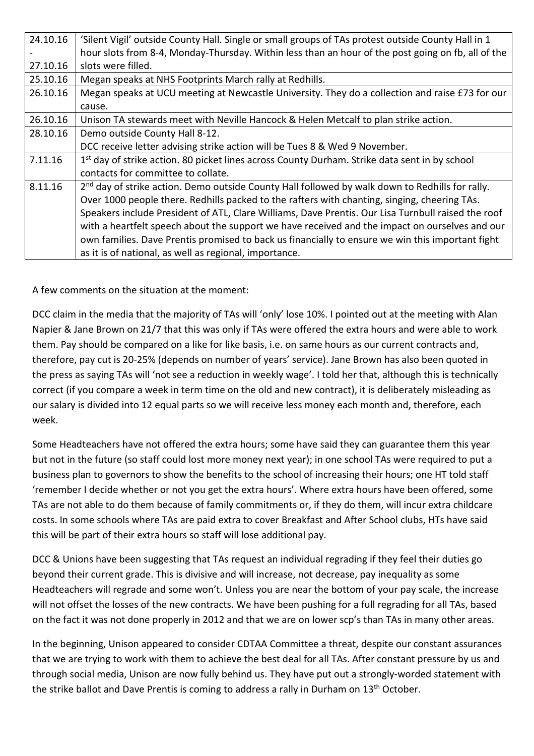| | |
|---|---|
| 24.10.16 - 27.10.16 | 'Silent Vigil' outside County Hall. Single or small groups of TAs protest outside County Hall in 1 hour slots from 8-4, Monday-Thursday. Within less than an hour of the post going on fb, all of the slots were filled. |
| 25.10.16 | Megan speaks at NHS Footprints March rally at Redhills. |
| 26.10.16 | Megan speaks at UCU meeting at Newcastle University. They do a collection and raise £73 for our cause. |
| 26.10.16 | Unison TA stewards meet with Neville Hancock & Helen Metcalf to plan strike action. |
| 28.10.16 | Demo outside County Hall 8-12. DCC receive letter advising strike action will be Tues 8 & Wed 9 November. |
| 7.11.16 | 1st day of strike action. 80 picket lines across County Durham. Strike data sent in by school contacts for committee to collate. |
| 8.11.16 | 2nd day of strike action. Demo outside County Hall followed by walk down to Redhills for rally. Over 1000 people there. Redhills packed to the rafters with chanting, singing, cheering TAs. Speakers include President of ATL, Clare Williams, Dave Prentis. Our Lisa Turnbull raised the roof with a heartfelt speech about the support we have received and the impact on ourselves and our own families. Dave Prentis promised to back us financially to ensure we win this important fight as it is of national, as well as regional, importance. |

A few comments on the situation at the moment:

DCC claim in the media that the majority of TAs will 'only' lose 10%. I pointed out at the meeting with Alan Napier & Jane Brown on 21/7 that this was only if TAs were offered the extra hours and were able to work them. Pay should be compared on a like for like basis, i.e. on same hours as our current contracts and, therefore, pay cut is 20-25% (depends on number of years' service). Jane Brown has also been quoted in the press as saying TAs will 'not see a reduction in weekly wage'. I told her that, although this is technically correct (if you compare a week in term time on the old and new contract), it is deliberately misleading as our salary is divided into 12 equal parts so we will receive less money each month and, therefore, each week.

Some Headteachers have not offered the extra hours; some have said they can guarantee them this year but not in the future (so staff could lost more money next year); in one school TAs were required to put a business plan to governors to show the benefits to the school of increasing their hours; one HT told staff 'remember I decide whether or not you get the extra hours'. Where extra hours have been offered, some TAs are not able to do them because of family commitments or, if they do them, will incur extra childcare costs. In some schools where TAs are paid extra to cover Breakfast and After School clubs, HTs have said this will be part of their extra hours so staff will lose additional pay.

DCC & Unions have been suggesting that TAs request an individual regrading if they feel their duties go beyond their current grade. This is divisive and will increase, not decrease, pay inequality as some Headteachers will regrade and some won't. Unless you are near the bottom of your pay scale, the increase will not offset the losses of the new contracts. We have been pushing for a full regrading for all TAs, based on the fact it was not done properly in 2012 and that we are on lower scp's than TAs in many other areas.

In the beginning, Unison appeared to consider CDTAA Committee a threat, despite our constant assurances that we are trying to work with them to achieve the best deal for all TAs. After constant pressure by us and through social media, Unison are now fully behind us. They have put out a strongly-worded statement with the strike ballot and Dave Prentis is coming to address a rally in Durham on 13th October.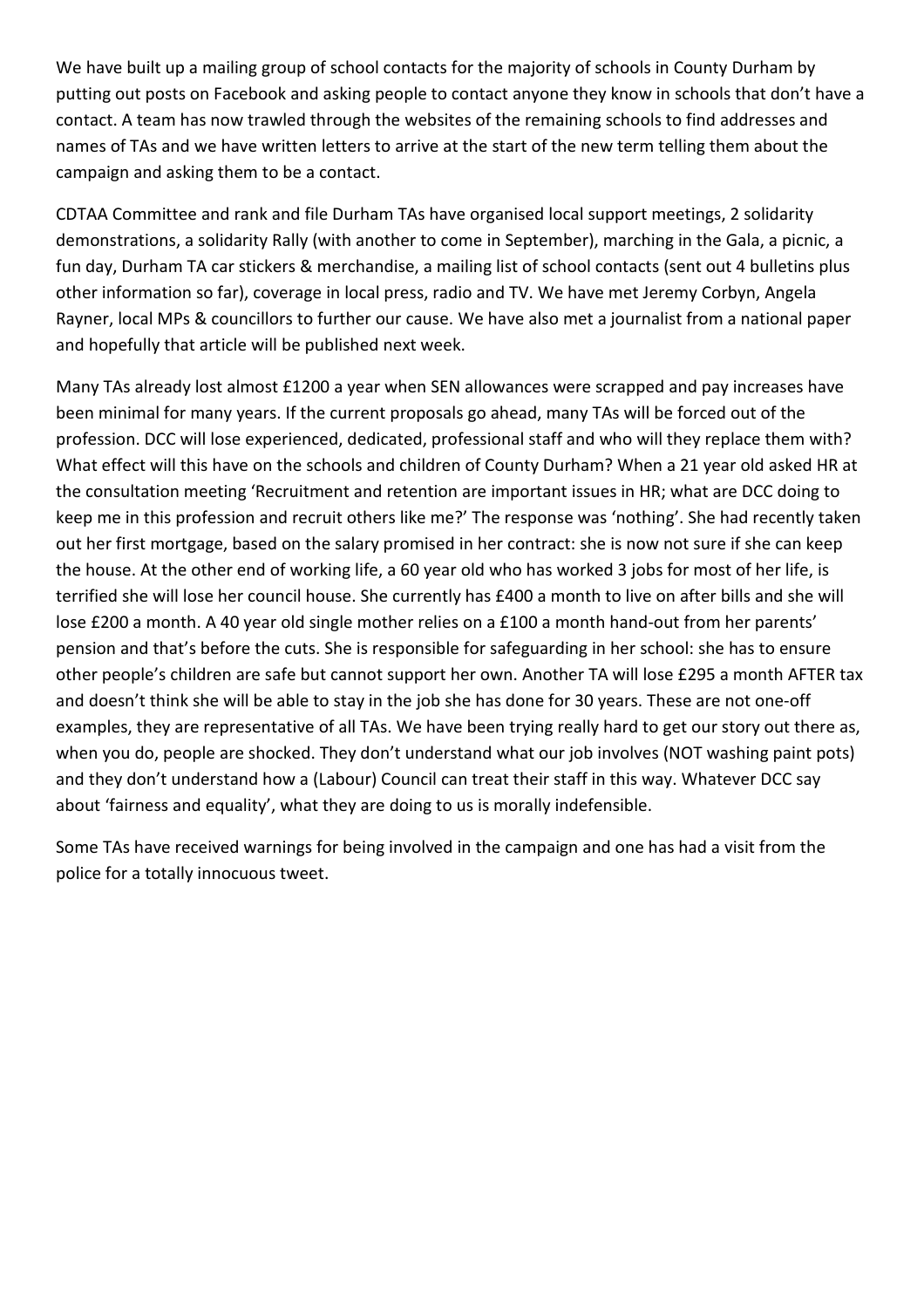We have built up a mailing group of school contacts for the majority of schools in County Durham by putting out posts on Facebook and asking people to contact anyone they know in schools that don't have a contact. A team has now trawled through the websites of the remaining schools to find addresses and names of TAs and we have written letters to arrive at the start of the new term telling them about the campaign and asking them to be a contact.

CDTAA Committee and rank and file Durham TAs have organised local support meetings, 2 solidarity demonstrations, a solidarity Rally (with another to come in September), marching in the Gala, a picnic, a fun day, Durham TA car stickers & merchandise, a mailing list of school contacts (sent out 4 bulletins plus other information so far), coverage in local press, radio and TV. We have met Jeremy Corbyn, Angela Rayner, local MPs & councillors to further our cause. We have also met a journalist from a national paper and hopefully that article will be published next week.

Many TAs already lost almost £1200 a year when SEN allowances were scrapped and pay increases have been minimal for many years. If the current proposals go ahead, many TAs will be forced out of the profession. DCC will lose experienced, dedicated, professional staff and who will they replace them with? What effect will this have on the schools and children of County Durham? When a 21 year old asked HR at the consultation meeting 'Recruitment and retention are important issues in HR; what are DCC doing to keep me in this profession and recruit others like me?' The response was 'nothing'. She had recently taken out her first mortgage, based on the salary promised in her contract: she is now not sure if she can keep the house. At the other end of working life, a 60 year old who has worked 3 jobs for most of her life, is terrified she will lose her council house. She currently has £400 a month to live on after bills and she will lose £200 a month. A 40 year old single mother relies on a £100 a month hand-out from her parents' pension and that's before the cuts. She is responsible for safeguarding in her school: she has to ensure other people's children are safe but cannot support her own. Another TA will lose £295 a month AFTER tax and doesn't think she will be able to stay in the job she has done for 30 years. These are not one-off examples, they are representative of all TAs. We have been trying really hard to get our story out there as, when you do, people are shocked. They don't understand what our job involves (NOT washing paint pots) and they don't understand how a (Labour) Council can treat their staff in this way. Whatever DCC say about 'fairness and equality', what they are doing to us is morally indefensible.

Some TAs have received warnings for being involved in the campaign and one has had a visit from the police for a totally innocuous tweet.